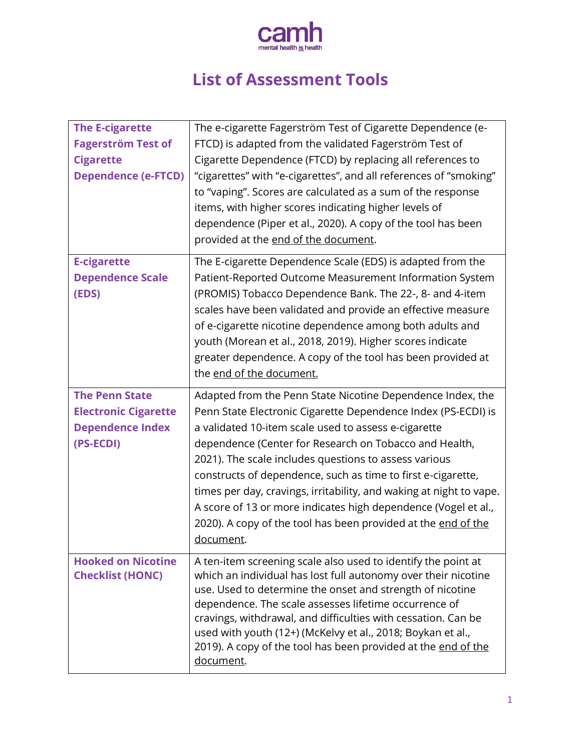camh
mental health **is** health

# List of Assessment Tools

| | |
|---|---|
| **The E-cigarette Fagerström Test of Cigarette Dependence (e-FTCD)** | The e-cigarette Fagerström Test of Cigarette Dependence (e-FTCD) is adapted from the validated Fagerström Test of Cigarette Dependence (FTCD) by replacing all references to "cigarettes" with "e-cigarettes", and all references of "smoking" to "vaping". Scores are calculated as a sum of the response items, with higher scores indicating higher levels of dependence (Piper et al., 2020). A copy of the tool has been provided at the end of the document. |
| **E-cigarette Dependence Scale (EDS)** | The E-cigarette Dependence Scale (EDS) is adapted from the Patient-Reported Outcome Measurement Information System (PROMIS) Tobacco Dependence Bank. The 22-, 8- and 4-item scales have been validated and provide an effective measure of e-cigarette nicotine dependence among both adults and youth (Morean et al., 2018, 2019). Higher scores indicate greater dependence. A copy of the tool has been provided at the end of the document. |
| **The Penn State Electronic Cigarette Dependence Index (PS-ECDI)** | Adapted from the Penn State Nicotine Dependence Index, the Penn State Electronic Cigarette Dependence Index (PS-ECDI) is a validated 10-item scale used to assess e-cigarette dependence (Center for Research on Tobacco and Health, 2021). The scale includes questions to assess various constructs of dependence, such as time to first e-cigarette, times per day, cravings, irritability, and waking at night to vape. A score of 13 or more indicates high dependence (Vogel et al., 2020). A copy of the tool has been provided at the end of the document. |
| **Hooked on Nicotine Checklist (HONC)** | A ten-item screening scale also used to identify the point at which an individual has lost full autonomy over their nicotine use. Used to determine the onset and strength of nicotine dependence. The scale assesses lifetime occurrence of cravings, withdrawal, and difficulties with cessation. Can be used with youth (12+) (McKelvy et al., 2018; Boykan et al., 2019). A copy of the tool has been provided at the end of the document. |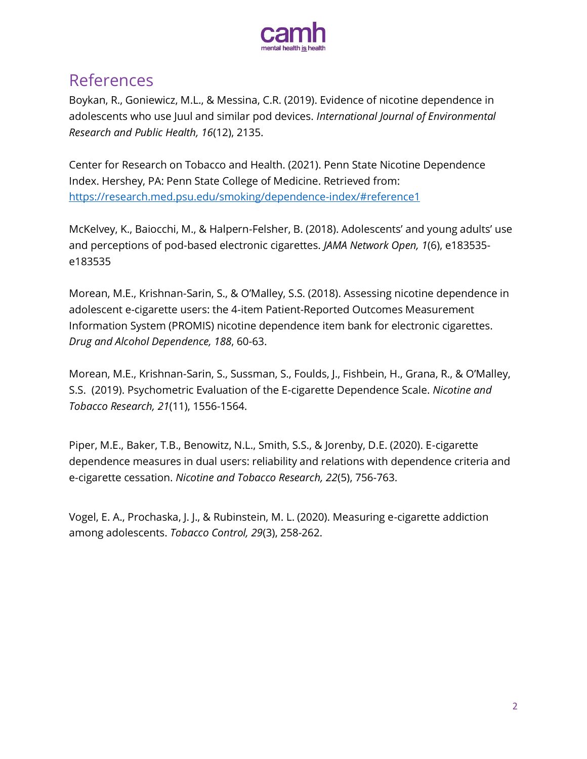# References

Boykan, R., Goniewicz, M.L., & Messina, C.R. (2019). Evidence of nicotine dependence in adolescents who use Juul and similar pod devices. *International Journal of Environmental Research and Public Health, 16*(12), 2135.

Center for Research on Tobacco and Health. (2021). Penn State Nicotine Dependence Index. Hershey, PA: Penn State College of Medicine. Retrieved from: [https://research.med.psu.edu/smoking/dependence-index/#reference1](https://research.med.psu.edu/smoking/dependence-index/#reference1)

McKelvey, K., Baiocchi, M., & Halpern-Felsher, B. (2018). Adolescents' and young adults' use and perceptions of pod-based electronic cigarettes. *JAMA Network Open, 1*(6), e183535-e183535

Morean, M.E., Krishnan-Sarin, S., & O'Malley, S.S. (2018). Assessing nicotine dependence in adolescent e-cigarette users: the 4-item Patient-Reported Outcomes Measurement Information System (PROMIS) nicotine dependence item bank for electronic cigarettes. *Drug and Alcohol Dependence, 188*, 60-63.

Morean, M.E., Krishnan-Sarin, S., Sussman, S., Foulds, J., Fishbein, H., Grana, R., & O'Malley, S.S. (2019). Psychometric Evaluation of the E-cigarette Dependence Scale. *Nicotine and Tobacco Research, 21*(11), 1556-1564.

Piper, M.E., Baker, T.B., Benowitz, N.L., Smith, S.S., & Jorenby, D.E. (2020). E-cigarette dependence measures in dual users: reliability and relations with dependence criteria and e-cigarette cessation. *Nicotine and Tobacco Research, 22*(5), 756-763.

Vogel, E. A., Prochaska, J. J., & Rubinstein, M. L. (2020). Measuring e-cigarette addiction among adolescents. *Tobacco Control, 29*(3), 258-262.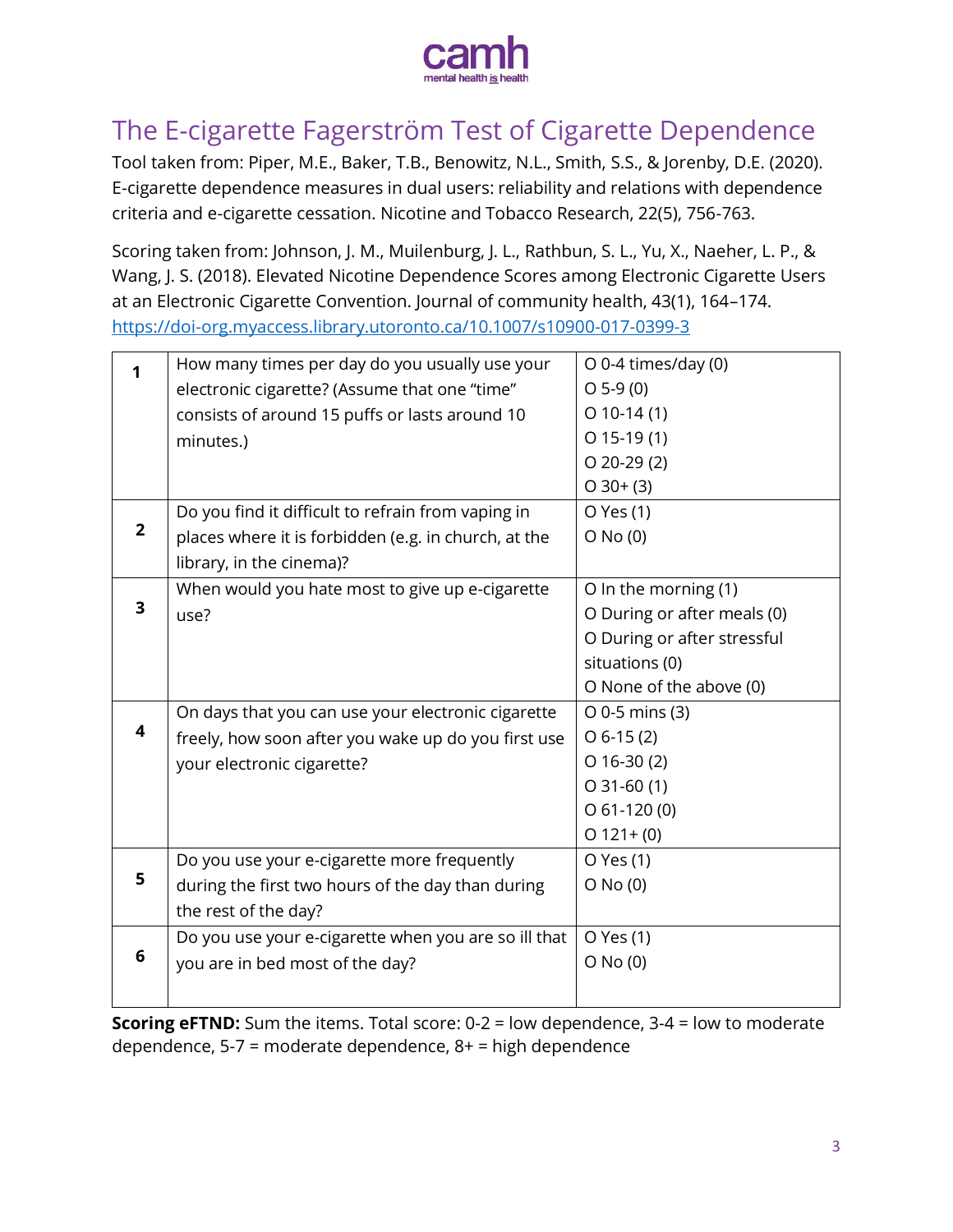# The E-cigarette Fagerström Test of Cigarette Dependence

Tool taken from: Piper, M.E., Baker, T.B., Benowitz, N.L., Smith, S.S., & Jorenby, D.E. (2020). E-cigarette dependence measures in dual users: reliability and relations with dependence criteria and e-cigarette cessation. Nicotine and Tobacco Research, 22(5), 756-763.

Scoring taken from: Johnson, J. M., Muilenburg, J. L., Rathbun, S. L., Yu, X., Naeher, L. P., & Wang, J. S. (2018). Elevated Nicotine Dependence Scores among Electronic Cigarette Users at an Electronic Cigarette Convention. Journal of community health, 43(1), 164–174. https://doi-org.myaccess.library.utoronto.ca/10.1007/s10900-017-0399-3

| | | |
|---|---|---|
| **1** | How many times per day do you usually use your electronic cigarette? (Assume that one "time" consists of around 15 puffs or lasts around 10 minutes.) | O 0-4 times/day (0)<br>O 5-9 (0)<br>O 10-14 (1)<br>O 15-19 (1)<br>O 20-29 (2)<br>O 30+ (3) |
| **2** | Do you find it difficult to refrain from vaping in places where it is forbidden (e.g. in church, at the library, in the cinema)? | O Yes (1)<br>O No (0) |
| **3** | When would you hate most to give up e-cigarette use? | O In the morning (1)<br>O During or after meals (0)<br>O During or after stressful situations (0)<br>O None of the above (0) |
| **4** | On days that you can use your electronic cigarette freely, how soon after you wake up do you first use your electronic cigarette? | O 0-5 mins (3)<br>O 6-15 (2)<br>O 16-30 (2)<br>O 31-60 (1)<br>O 61-120 (0)<br>O 121+ (0) |
| **5** | Do you use your e-cigarette more frequently during the first two hours of the day than during the rest of the day? | O Yes (1)<br>O No (0) |
| **6** | Do you use your e-cigarette when you are so ill that you are in bed most of the day? | O Yes (1)<br>O No (0) |

**Scoring eFTND:** Sum the items. Total score: 0-2 = low dependence, 3-4 = low to moderate dependence, 5-7 = moderate dependence, 8+ = high dependence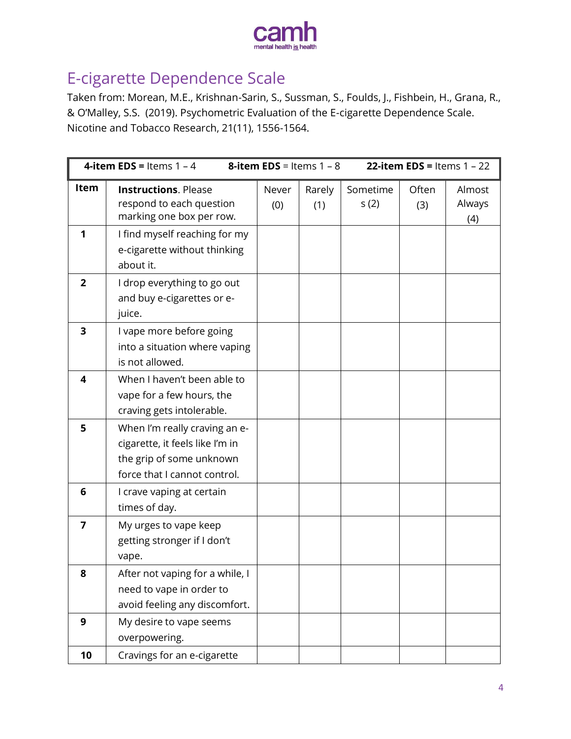# E-cigarette Dependence Scale

Taken from: Morean, M.E., Krishnan-Sarin, S., Sussman, S., Foulds, J., Fishbein, H., Grana, R., & O'Malley, S.S. (2019). Psychometric Evaluation of the E-cigarette Dependence Scale. Nicotine and Tobacco Research, 21(11), 1556-1564.

| **4-item EDS =** Items 1 – 4 | **8-item EDS** = Items 1 – 8 | **22-item EDS =** Items 1 – 22 |
|---|---|---|

| Item | **Instructions**. Please respond to each question marking one box per row. | Never (0) | Rarely (1) | Sometimes (2) | Often (3) | Almost Always (4) |
|---|---|---|---|---|---|---|
| **1** | I find myself reaching for my e-cigarette without thinking about it. | | | | | |
| **2** | I drop everything to go out and buy e-cigarettes or e-juice. | | | | | |
| **3** | I vape more before going into a situation where vaping is not allowed. | | | | | |
| **4** | When I haven't been able to vape for a few hours, the craving gets intolerable. | | | | | |
| **5** | When I'm really craving an e-cigarette, it feels like I'm in the grip of some unknown force that I cannot control. | | | | | |
| **6** | I crave vaping at certain times of day. | | | | | |
| **7** | My urges to vape keep getting stronger if I don't vape. | | | | | |
| **8** | After not vaping for a while, I need to vape in order to avoid feeling any discomfort. | | | | | |
| **9** | My desire to vape seems overpowering. | | | | | |
| **10** | Cravings for an e-cigarette | | | | | |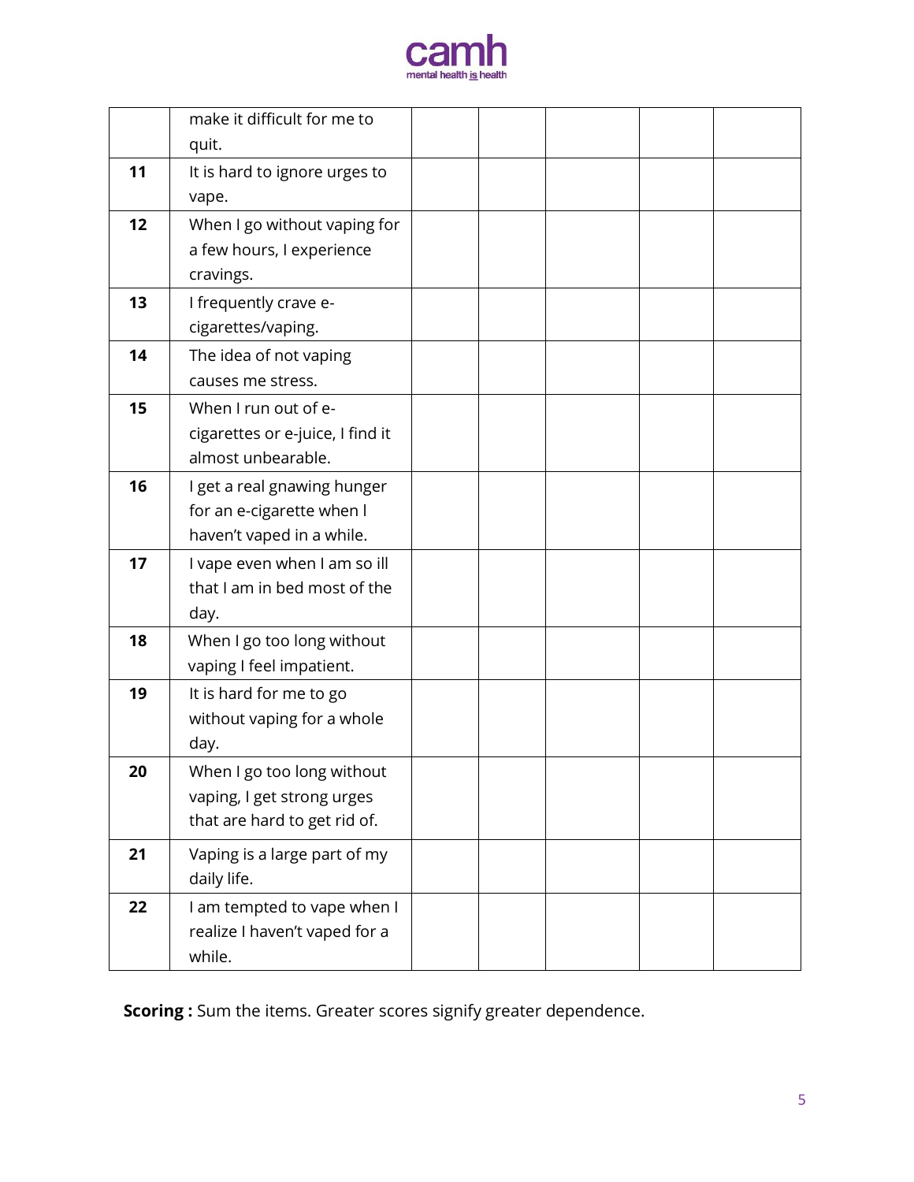| | | | | | | |
|---|---|---|---|---|---|---|
| | make it difficult for me to quit. | | | | | |
| **11** | It is hard to ignore urges to vape. | | | | | |
| **12** | When I go without vaping for a few hours, I experience cravings. | | | | | |
| **13** | I frequently crave e-cigarettes/vaping. | | | | | |
| **14** | The idea of not vaping causes me stress. | | | | | |
| **15** | When I run out of e-cigarettes or e-juice, I find it almost unbearable. | | | | | |
| **16** | I get a real gnawing hunger for an e-cigarette when I haven't vaped in a while. | | | | | |
| **17** | I vape even when I am so ill that I am in bed most of the day. | | | | | |
| **18** | When I go too long without vaping I feel impatient. | | | | | |
| **19** | It is hard for me to go without vaping for a whole day. | | | | | |
| **20** | When I go too long without vaping, I get strong urges that are hard to get rid of. | | | | | |
| **21** | Vaping is a large part of my daily life. | | | | | |
| **22** | I am tempted to vape when I realize I haven't vaped for a while. | | | | | |

**Scoring :** Sum the items. Greater scores signify greater dependence.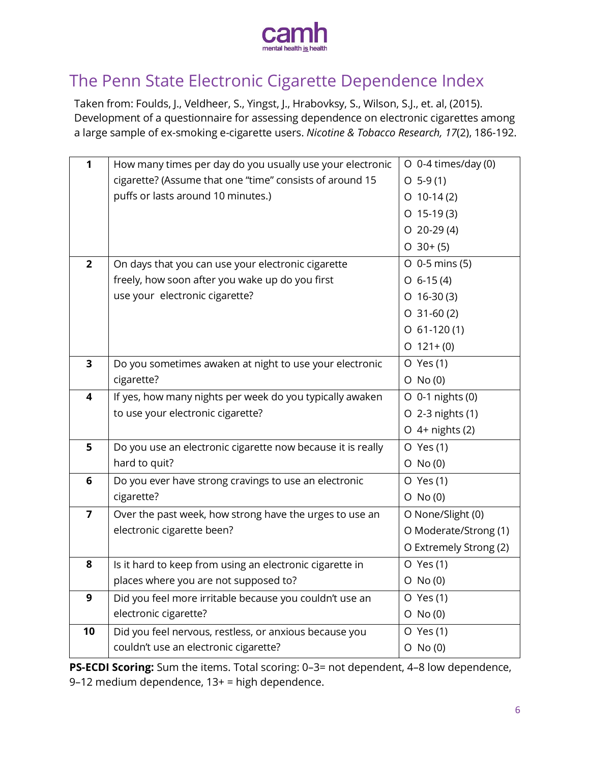# The Penn State Electronic Cigarette Dependence Index

Taken from: Foulds, J., Veldheer, S., Yingst, J., Hrabovksy, S., Wilson, S.J., et. al, (2015). Development of a questionnaire for assessing dependence on electronic cigarettes among a large sample of ex-smoking e-cigarette users. *Nicotine & Tobacco Research, 17*(2), 186-192.

| | | |
|---|---|---|
| **1** | How many times per day do you usually use your electronic cigarette? (Assume that one "time" consists of around 15 puffs or lasts around 10 minutes.) | O 0-4 times/day (0)<br>O 5-9 (1)<br>O 10-14 (2)<br>O 15-19 (3)<br>O 20-29 (4)<br>O 30+ (5) |
| **2** | On days that you can use your electronic cigarette freely, how soon after you wake up do you first use your electronic cigarette? | O 0-5 mins (5)<br>O 6-15 (4)<br>O 16-30 (3)<br>O 31-60 (2)<br>O 61-120 (1)<br>O 121+ (0) |
| **3** | Do you sometimes awaken at night to use your electronic cigarette? | O Yes (1)<br>O No (0) |
| **4** | If yes, how many nights per week do you typically awaken to use your electronic cigarette? | O 0-1 nights (0)<br>O 2-3 nights (1)<br>O 4+ nights (2) |
| **5** | Do you use an electronic cigarette now because it is really hard to quit? | O Yes (1)<br>O No (0) |
| **6** | Do you ever have strong cravings to use an electronic cigarette? | O Yes (1)<br>O No (0) |
| **7** | Over the past week, how strong have the urges to use an electronic cigarette been? | O None/Slight (0)<br>O Moderate/Strong (1)<br>O Extremely Strong (2) |
| **8** | Is it hard to keep from using an electronic cigarette in places where you are not supposed to? | O Yes (1)<br>O No (0) |
| **9** | Did you feel more irritable because you couldn't use an electronic cigarette? | O Yes (1)<br>O No (0) |
| **10** | Did you feel nervous, restless, or anxious because you couldn't use an electronic cigarette? | O Yes (1)<br>O No (0) |

**PS-ECDI Scoring:** Sum the items. Total scoring: 0–3= not dependent, 4–8 low dependence, 9–12 medium dependence, 13+ = high dependence.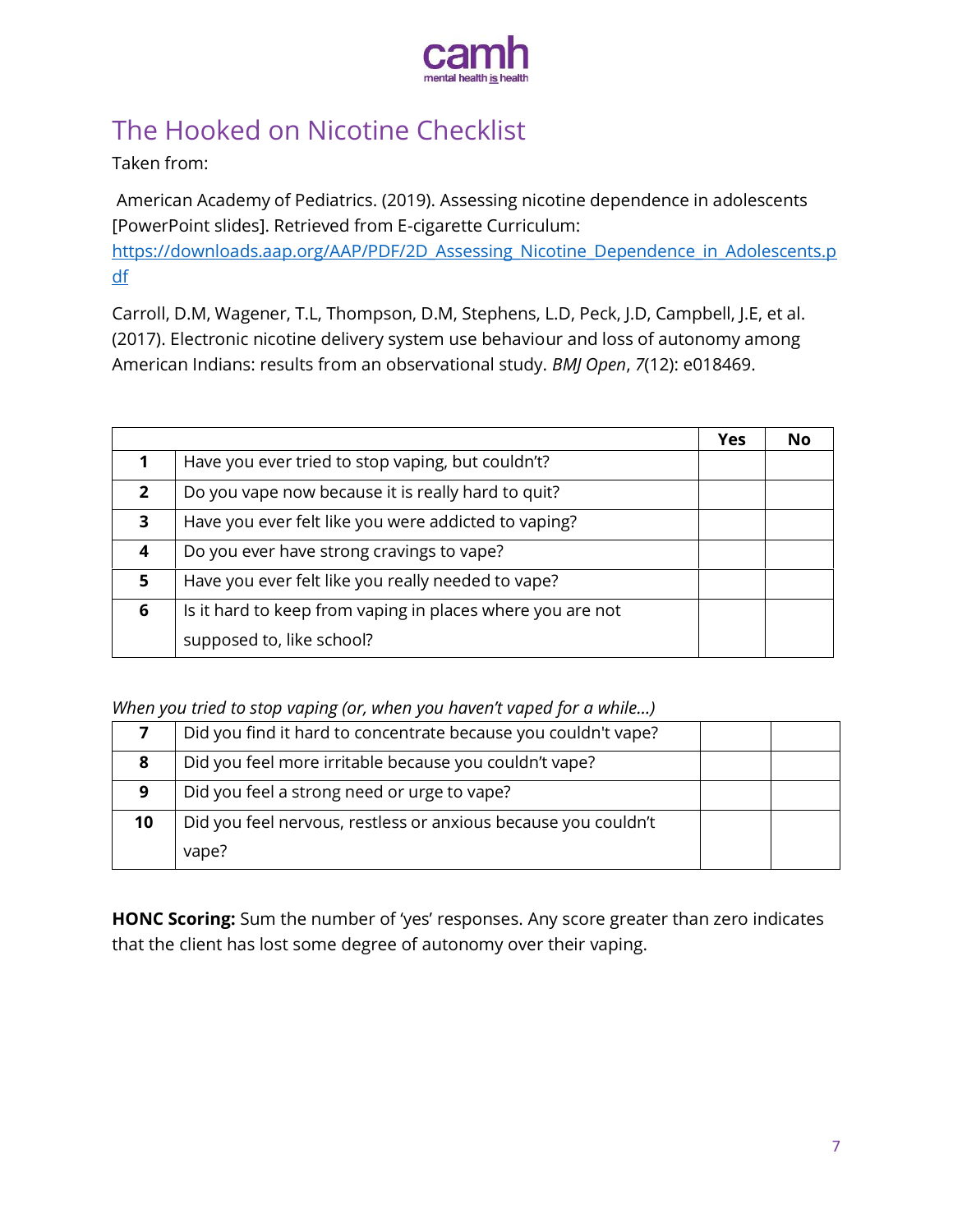# The Hooked on Nicotine Checklist

Taken from:

American Academy of Pediatrics. (2019). Assessing nicotine dependence in adolescents [PowerPoint slides]. Retrieved from E-cigarette Curriculum: https://downloads.aap.org/AAP/PDF/2D_Assessing_Nicotine_Dependence_in_Adolescents.pdf

Carroll, D.M, Wagener, T.L, Thompson, D.M, Stephens, L.D, Peck, J.D, Campbell, J.E, et al. (2017). Electronic nicotine delivery system use behaviour and loss of autonomy among American Indians: results from an observational study. *BMJ Open*, *7*(12): e018469.

| | | Yes | No |
|---|---|---|---|
| **1** | Have you ever tried to stop vaping, but couldn't? | | |
| **2** | Do you vape now because it is really hard to quit? | | |
| **3** | Have you ever felt like you were addicted to vaping? | | |
| **4** | Do you ever have strong cravings to vape? | | |
| **5** | Have you ever felt like you really needed to vape? | | |
| **6** | Is it hard to keep from vaping in places where you are not supposed to, like school? | | |

*When you tried to stop vaping (or, when you haven't vaped for a while...)*

| | | | |
|---|---|---|---|
| **7** | Did you find it hard to concentrate because you couldn't vape? | | |
| **8** | Did you feel more irritable because you couldn't vape? | | |
| **9** | Did you feel a strong need or urge to vape? | | |
| **10** | Did you feel nervous, restless or anxious because you couldn't vape? | | |

**HONC Scoring:** Sum the number of 'yes' responses. Any score greater than zero indicates that the client has lost some degree of autonomy over their vaping.